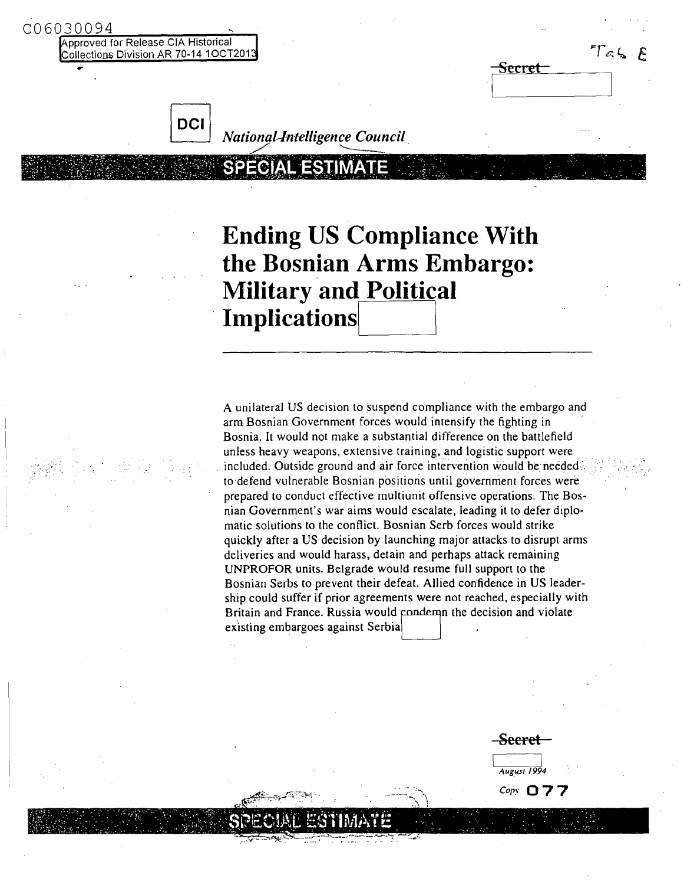C06030094

Approved for Release CIA Historical Collections Division AR 70-14 10CT2013

Tab E

~~Secret~~

DCI

*National Intelligence Council*

**SPECIAL ESTIMATE**

# Ending US Compliance With the Bosnian Arms Embargo: Military and Political Implications

A unilateral US decision to suspend compliance with the embargo and arm Bosnian Government forces would intensify the fighting in Bosnia. It would not make a substantial difference on the battlefield unless heavy weapons, extensive training, and logistic support were included. Outside ground and air force intervention would be needed to defend vulnerable Bosnian positions until government forces were prepared to conduct effective multiunit offensive operations. The Bosnian Government's war aims would escalate, leading it to defer diplomatic solutions to the conflict. Bosnian Serb forces would strike quickly after a US decision by launching major attacks to disrupt arms deliveries and would harass, detain and perhaps attack remaining UNPROFOR units. Belgrade would resume full support to the Bosnian Serbs to prevent their defeat. Allied confidence in US leadership could suffer if prior agreements were not reached, especially with Britain and France. Russia would condemn the decision and violate existing embargoes against Serbia.

~~Secret~~

*August 1994*

Copy 077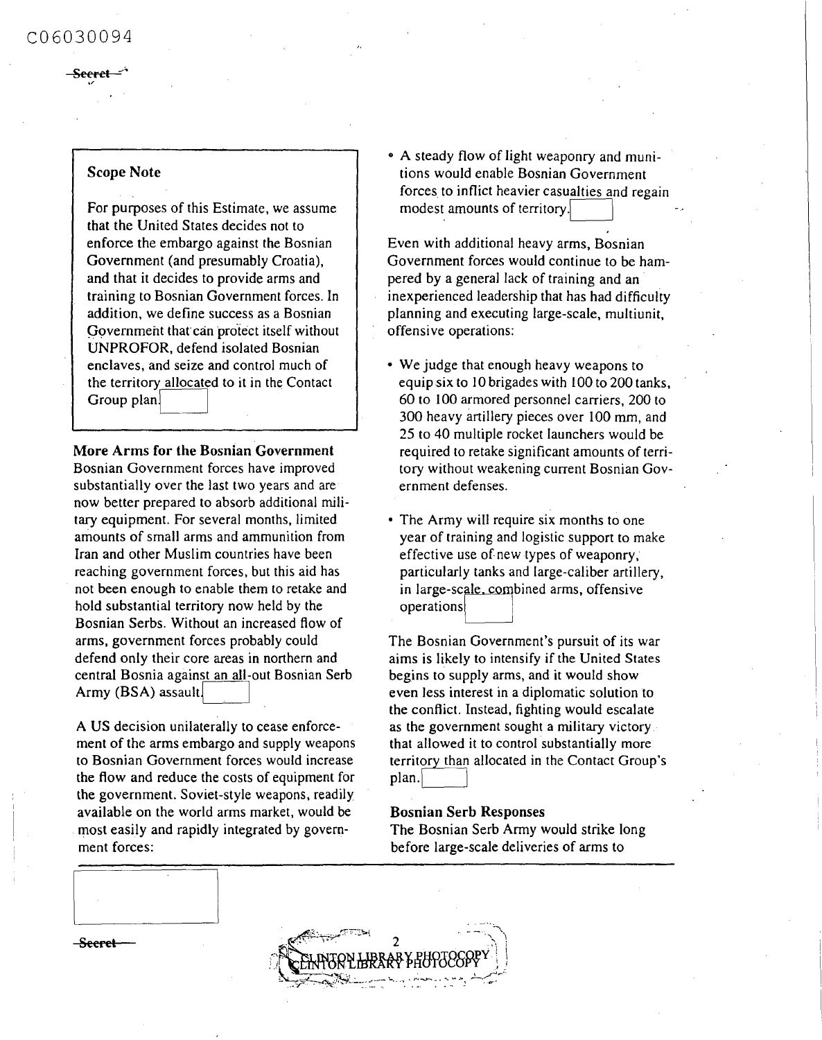**Scope Note**

For purposes of this Estimate, we assume that the United States decides not to enforce the embargo against the Bosnian Government (and presumably Croatia), and that it decides to provide arms and training to Bosnian Government forces. In addition, we define success as a Bosnian Government that can protect itself without UNPROFOR, defend isolated Bosnian enclaves, and seize and control much of the territory allocated to it in the Contact Group plan.

**More Arms for the Bosnian Government**

Bosnian Government forces have improved substantially over the last two years and are now better prepared to absorb additional military equipment. For several months, limited amounts of small arms and ammunition from Iran and other Muslim countries have been reaching government forces, but this aid has not been enough to enable them to retake and hold substantial territory now held by the Bosnian Serbs. Without an increased flow of arms, government forces probably could defend only their core areas in northern and central Bosnia against an all-out Bosnian Serb Army (BSA) assault.

A US decision unilaterally to cease enforcement of the arms embargo and supply weapons to Bosnian Government forces would increase the flow and reduce the costs of equipment for the government. Soviet-style weapons, readily available on the world arms market, would be most easily and rapidly integrated by government forces:

- A steady flow of light weaponry and munitions would enable Bosnian Government forces to inflict heavier casualties and regain modest amounts of territory.

Even with additional heavy arms, Bosnian Government forces would continue to be hampered by a general lack of training and an inexperienced leadership that has had difficulty planning and executing large-scale, multiunit, offensive operations:

- We judge that enough heavy weapons to equip six to 10 brigades with 100 to 200 tanks, 60 to 100 armored personnel carriers, 200 to 300 heavy artillery pieces over 100 mm, and 25 to 40 multiple rocket launchers would be required to retake significant amounts of territory without weakening current Bosnian Government defenses.

- The Army will require six months to one year of training and logistic support to make effective use of new types of weaponry, particularly tanks and large-caliber artillery, in large-scale, combined arms, offensive operations.

The Bosnian Government's pursuit of its war aims is likely to intensify if the United States begins to supply arms, and it would show even less interest in a diplomatic solution to the conflict. Instead, fighting would escalate as the government sought a military victory that allowed it to control substantially more territory than allocated in the Contact Group's plan.

**Bosnian Serb Responses**

The Bosnian Serb Army would strike long before large-scale deliveries of arms to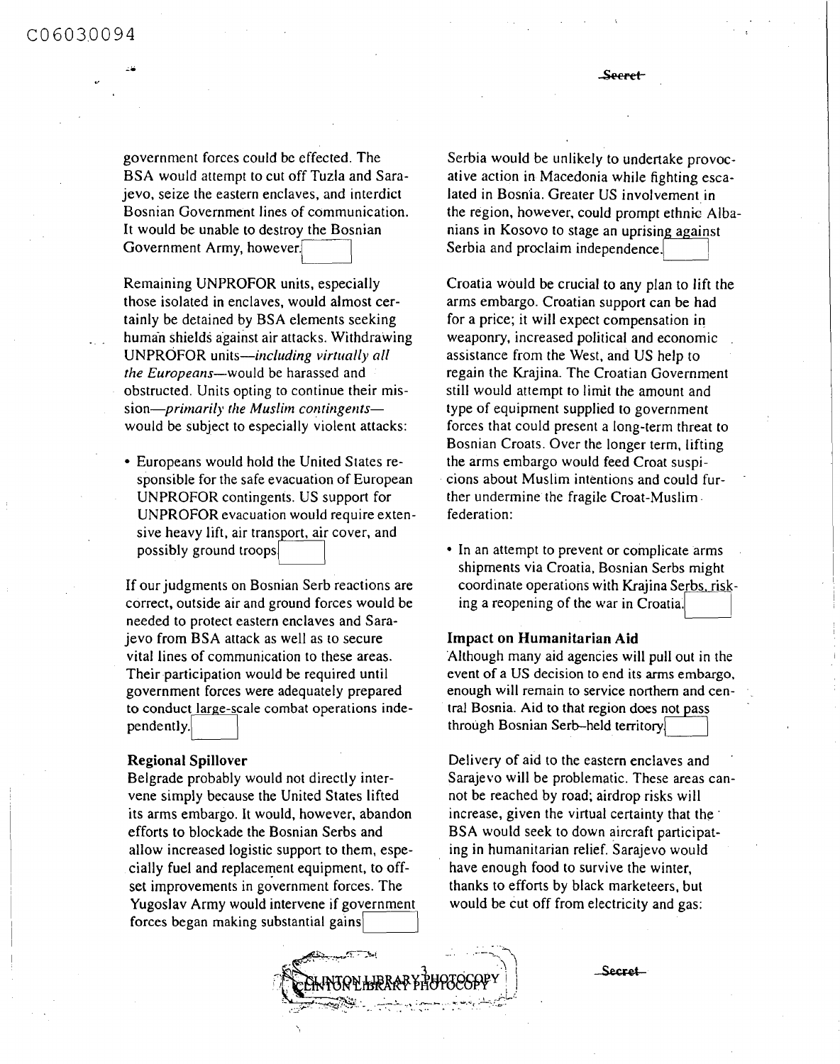government forces could be effected. The BSA would attempt to cut off Tuzla and Sarajevo, seize the eastern enclaves, and interdict Bosnian Government lines of communication. It would be unable to destroy the Bosnian Government Army, however.

Remaining UNPROFOR units, especially those isolated in enclaves, would almost certainly be detained by BSA elements seeking human shields against air attacks. Withdrawing UNPROFOR units—*including virtually all the Europeans*—would be harassed and obstructed. Units opting to continue their mission—*primarily the Muslim contingents*—would be subject to especially violent attacks:

- Europeans would hold the United States responsible for the safe evacuation of European UNPROFOR contingents. US support for UNPROFOR evacuation would require extensive heavy lift, air transport, air cover, and possibly ground troops.

If our judgments on Bosnian Serb reactions are correct, outside air and ground forces would be needed to protect eastern enclaves and Sarajevo from BSA attack as well as to secure vital lines of communication to these areas. Their participation would be required until government forces were adequately prepared to conduct large-scale combat operations independently.

### Regional Spillover

Belgrade probably would not directly intervene simply because the United States lifted its arms embargo. It would, however, abandon efforts to blockade the Bosnian Serbs and allow increased logistic support to them, especially fuel and replacement equipment, to offset improvements in government forces. The Yugoslav Army would intervene if government forces began making substantial gains.

Serbia would be unlikely to undertake provocative action in Macedonia while fighting escalated in Bosnia. Greater US involvement in the region, however, could prompt ethnic Albanians in Kosovo to stage an uprising against Serbia and proclaim independence.

Croatia would be crucial to any plan to lift the arms embargo. Croatian support can be had for a price; it will expect compensation in weaponry, increased political and economic assistance from the West, and US help to regain the Krajina. The Croatian Government still would attempt to limit the amount and type of equipment supplied to government forces that could present a long-term threat to Bosnian Croats. Over the longer term, lifting the arms embargo would feed Croat suspicions about Muslim intentions and could further undermine the fragile Croat-Muslim federation:

- In an attempt to prevent or complicate arms shipments via Croatia, Bosnian Serbs might coordinate operations with Krajina Serbs, risking a reopening of the war in Croatia.

### Impact on Humanitarian Aid

Although many aid agencies will pull out in the event of a US decision to end its arms embargo, enough will remain to service northern and central Bosnia. Aid to that region does not pass through Bosnian Serb–held territory.

Delivery of aid to the eastern enclaves and Sarajevo will be problematic. These areas cannot be reached by road; airdrop risks will increase, given the virtual certainty that the BSA would seek to down aircraft participating in humanitarian relief. Sarajevo would have enough food to survive the winter, thanks to efforts by black marketeers, but would be cut off from electricity and gas: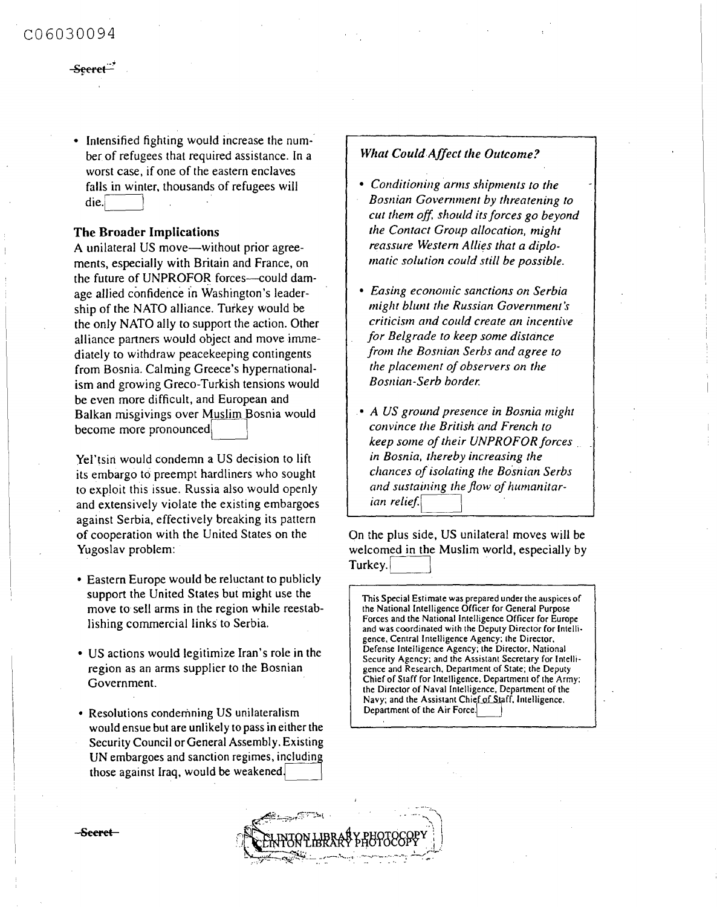- Intensified fighting would increase the number of refugees that required assistance. In a worst case, if one of the eastern enclaves falls in winter, thousands of refugees will die.

## The Broader Implications

A unilateral US move—without prior agreements, especially with Britain and France, on the future of UNPROFOR forces—could damage allied confidence in Washington's leadership of the NATO alliance. Turkey would be the only NATO ally to support the action. Other alliance partners would object and move immediately to withdraw peacekeeping contingents from Bosnia. Calming Greece's hypernationalism and growing Greco-Turkish tensions would be even more difficult, and European and Balkan misgivings over Muslim Bosnia would become more pronounced.

Yel'tsin would condemn a US decision to lift its embargo to preempt hardliners who sought to exploit this issue. Russia also would openly and extensively violate the existing embargoes against Serbia, effectively breaking its pattern of cooperation with the United States on the Yugoslav problem:

- Eastern Europe would be reluctant to publicly support the United States but might use the move to sell arms in the region while reestablishing commercial links to Serbia.
- US actions would legitimize Iran's role in the region as an arms supplier to the Bosnian Government.
- Resolutions condemning US unilateralism would ensue but are unlikely to pass in either the Security Council or General Assembly. Existing UN embargoes and sanction regimes, including those against Iraq, would be weakened.

*What Could Affect the Outcome?*

- *Conditioning arms shipments to the Bosnian Government by threatening to cut them off, should its forces go beyond the Contact Group allocation, might reassure Western Allies that a diplomatic solution could still be possible.*
- *Easing economic sanctions on Serbia might blunt the Russian Government's criticism and could create an incentive for Belgrade to keep some distance from the Bosnian Serbs and agree to the placement of observers on the Bosnian-Serb border.*
- *A US ground presence in Bosnia might convince the British and French to keep some of their UNPROFOR forces in Bosnia, thereby increasing the chances of isolating the Bosnian Serbs and sustaining the flow of humanitarian relief.*

On the plus side, US unilateral moves will be welcomed in the Muslim world, especially by Turkey.

This Special Estimate was prepared under the auspices of the National Intelligence Officer for General Purpose Forces and the National Intelligence Officer for Europe and was coordinated with the Deputy Director for Intelligence, Central Intelligence Agency; the Director, Defense Intelligence Agency; the Director, National Security Agency; and the Assistant Secretary for Intelligence and Research, Department of State; the Deputy Chief of Staff for Intelligence, Department of the Army; the Director of Naval Intelligence, Department of the Navy; and the Assistant Chief of Staff, Intelligence, Department of the Air Force.